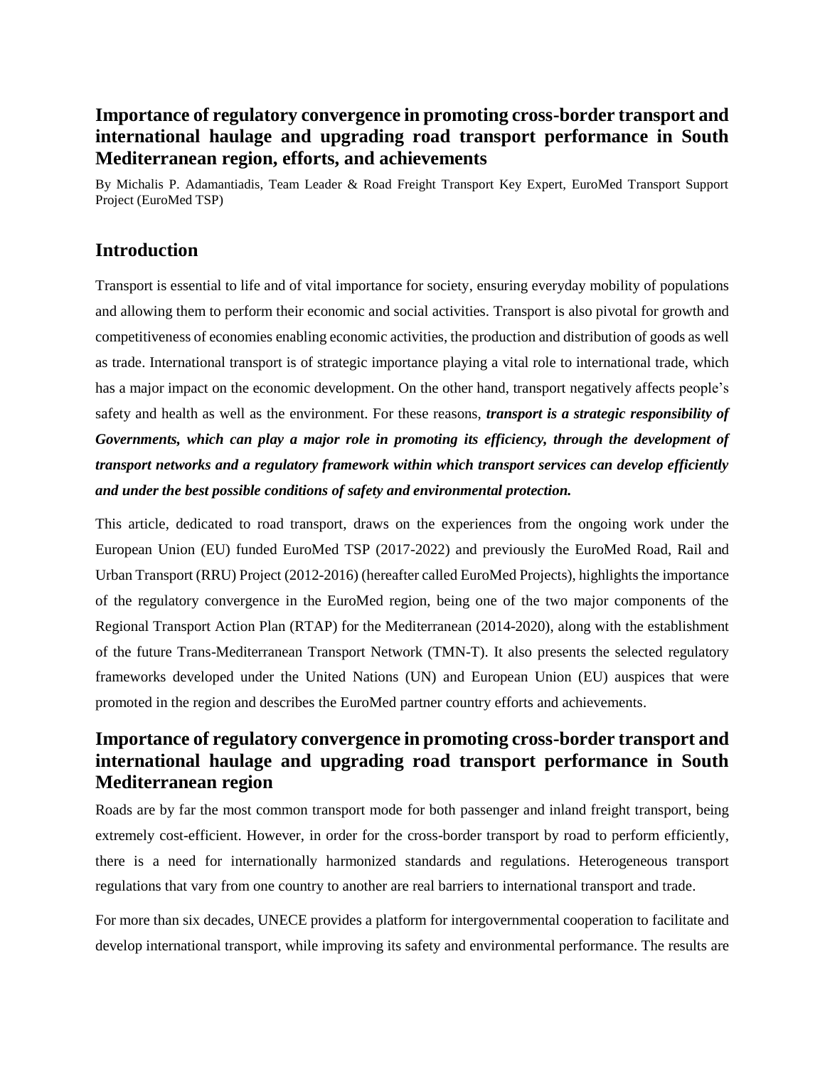# Importance of regulatory convergence in promoting cross-border transport and international haulage and upgrading road transport performance in South Mediterranean region, efforts, and achievements

By Michalis P. Adamantiadis, Team Leader & Road Freight Transport Key Expert, EuroMed Transport Support Project (EuroMed TSP)

## Introduction

Transport is essential to life and of vital importance for society, ensuring everyday mobility of populations and allowing them to perform their economic and social activities. Transport is also pivotal for growth and competitiveness of economies enabling economic activities, the production and distribution of goods as well as trade. International transport is of strategic importance playing a vital role to international trade, which has a major impact on the economic development. On the other hand, transport negatively affects people's safety and health as well as the environment. For these reasons, ***transport is a strategic responsibility of Governments, which can play a major role in promoting its efficiency, through the development of transport networks and a regulatory framework within which transport services can develop efficiently and under the best possible conditions of safety and environmental protection.***

This article, dedicated to road transport, draws on the experiences from the ongoing work under the European Union (EU) funded EuroMed TSP (2017-2022) and previously the EuroMed Road, Rail and Urban Transport (RRU) Project (2012-2016) (hereafter called EuroMed Projects), highlights the importance of the regulatory convergence in the EuroMed region, being one of the two major components of the Regional Transport Action Plan (RTAP) for the Mediterranean (2014-2020), along with the establishment of the future Trans-Mediterranean Transport Network (TMN-T). It also presents the selected regulatory frameworks developed under the United Nations (UN) and European Union (EU) auspices that were promoted in the region and describes the EuroMed partner country efforts and achievements.

## Importance of regulatory convergence in promoting cross-border transport and international haulage and upgrading road transport performance in South Mediterranean region

Roads are by far the most common transport mode for both passenger and inland freight transport, being extremely cost-efficient. However, in order for the cross-border transport by road to perform efficiently, there is a need for internationally harmonized standards and regulations. Heterogeneous transport regulations that vary from one country to another are real barriers to international transport and trade.

For more than six decades, UNECE provides a platform for intergovernmental cooperation to facilitate and develop international transport, while improving its safety and environmental performance. The results are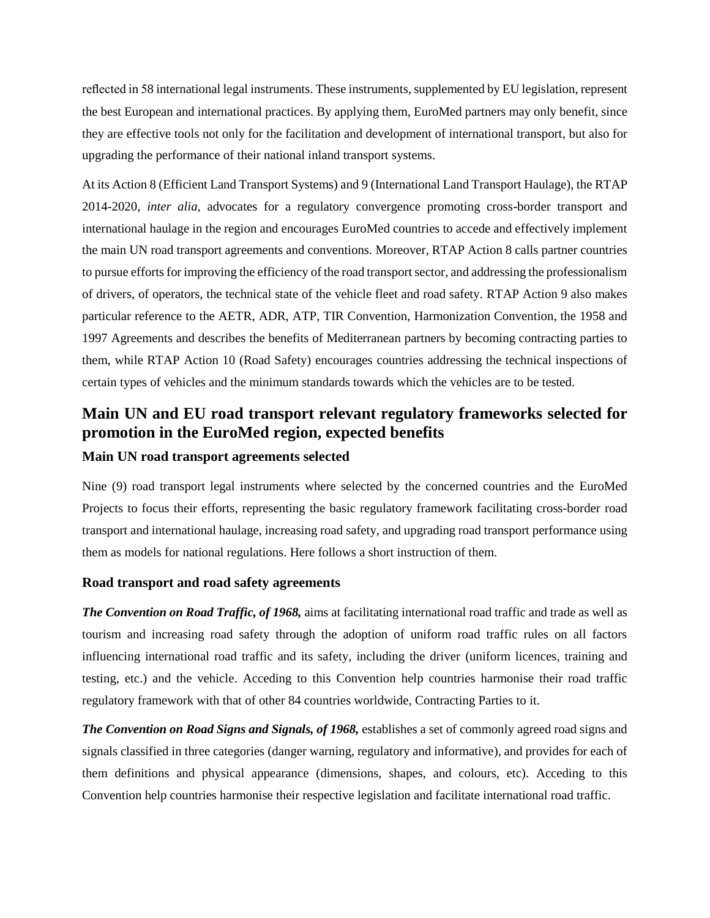reflected in 58 international legal instruments. These instruments, supplemented by EU legislation, represent the best European and international practices. By applying them, EuroMed partners may only benefit, since they are effective tools not only for the facilitation and development of international transport, but also for upgrading the performance of their national inland transport systems.

At its Action 8 (Efficient Land Transport Systems) and 9 (International Land Transport Haulage), the RTAP 2014-2020, *inter alia*, advocates for a regulatory convergence promoting cross-border transport and international haulage in the region and encourages EuroMed countries to accede and effectively implement the main UN road transport agreements and conventions. Moreover, RTAP Action 8 calls partner countries to pursue efforts for improving the efficiency of the road transport sector, and addressing the professionalism of drivers, of operators, the technical state of the vehicle fleet and road safety. RTAP Action 9 also makes particular reference to the AETR, ADR, ATP, TIR Convention, Harmonization Convention, the 1958 and 1997 Agreements and describes the benefits of Mediterranean partners by becoming contracting parties to them, while RTAP Action 10 (Road Safety) encourages countries addressing the technical inspections of certain types of vehicles and the minimum standards towards which the vehicles are to be tested.

## Main UN and EU road transport relevant regulatory frameworks selected for promotion in the EuroMed region, expected benefits

### Main UN road transport agreements selected

Nine (9) road transport legal instruments where selected by the concerned countries and the EuroMed Projects to focus their efforts, representing the basic regulatory framework facilitating cross-border road transport and international haulage, increasing road safety, and upgrading road transport performance using them as models for national regulations. Here follows a short instruction of them.

### Road transport and road safety agreements

***The Convention on Road Traffic, of 1968,*** aims at facilitating international road traffic and trade as well as tourism and increasing road safety through the adoption of uniform road traffic rules on all factors influencing international road traffic and its safety, including the driver (uniform licences, training and testing, etc.) and the vehicle. Acceding to this Convention help countries harmonise their road traffic regulatory framework with that of other 84 countries worldwide, Contracting Parties to it.

***The Convention on Road Signs and Signals, of 1968,*** establishes a set of commonly agreed road signs and signals classified in three categories (danger warning, regulatory and informative), and provides for each of them definitions and physical appearance (dimensions, shapes, and colours, etc). Acceding to this Convention help countries harmonise their respective legislation and facilitate international road traffic.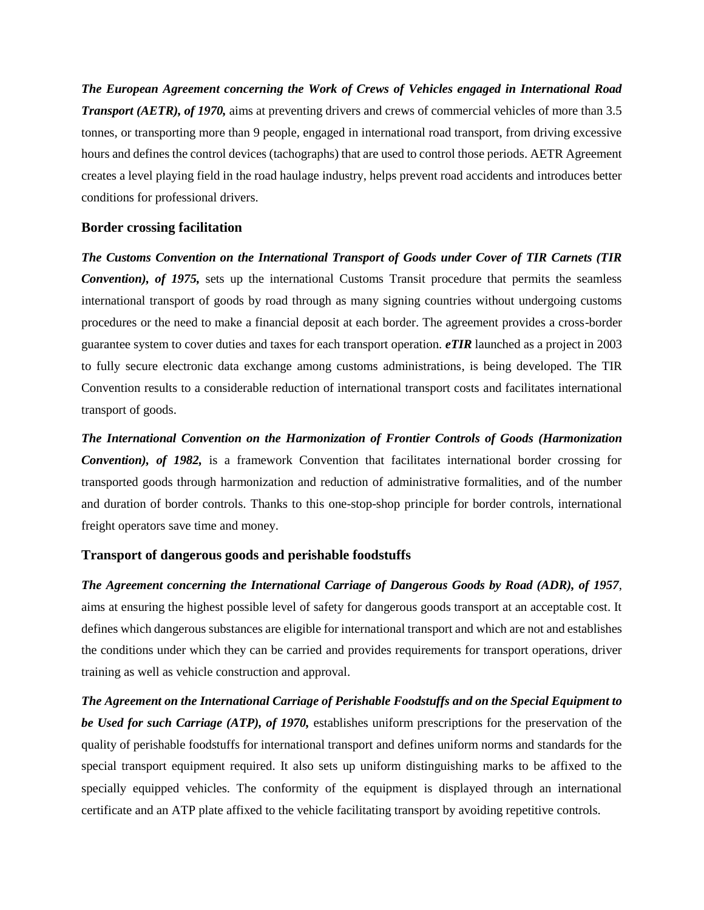***The European Agreement concerning the Work of Crews of Vehicles engaged in International Road Transport (AETR), of 1970,*** aims at preventing drivers and crews of commercial vehicles of more than 3.5 tonnes, or transporting more than 9 people, engaged in international road transport, from driving excessive hours and defines the control devices (tachographs) that are used to control those periods. AETR Agreement creates a level playing field in the road haulage industry, helps prevent road accidents and introduces better conditions for professional drivers.

## Border crossing facilitation

***The Customs Convention on the International Transport of Goods under Cover of TIR Carnets (TIR Convention), of 1975,*** sets up the international Customs Transit procedure that permits the seamless international transport of goods by road through as many signing countries without undergoing customs procedures or the need to make a financial deposit at each border. The agreement provides a cross-border guarantee system to cover duties and taxes for each transport operation. ***eTIR*** launched as a project in 2003 to fully secure electronic data exchange among customs administrations, is being developed. The TIR Convention results to a considerable reduction of international transport costs and facilitates international transport of goods.

***The International Convention on the Harmonization of Frontier Controls of Goods (Harmonization Convention), of 1982,*** is a framework Convention that facilitates international border crossing for transported goods through harmonization and reduction of administrative formalities, and of the number and duration of border controls. Thanks to this one-stop-shop principle for border controls, international freight operators save time and money.

## Transport of dangerous goods and perishable foodstuffs

***The Agreement concerning the International Carriage of Dangerous Goods by Road (ADR), of 1957***, aims at ensuring the highest possible level of safety for dangerous goods transport at an acceptable cost. It defines which dangerous substances are eligible for international transport and which are not and establishes the conditions under which they can be carried and provides requirements for transport operations, driver training as well as vehicle construction and approval.

***The Agreement on the International Carriage of Perishable Foodstuffs and on the Special Equipment to be Used for such Carriage (ATP), of 1970,*** establishes uniform prescriptions for the preservation of the quality of perishable foodstuffs for international transport and defines uniform norms and standards for the special transport equipment required. It also sets up uniform distinguishing marks to be affixed to the specially equipped vehicles. The conformity of the equipment is displayed through an international certificate and an ATP plate affixed to the vehicle facilitating transport by avoiding repetitive controls.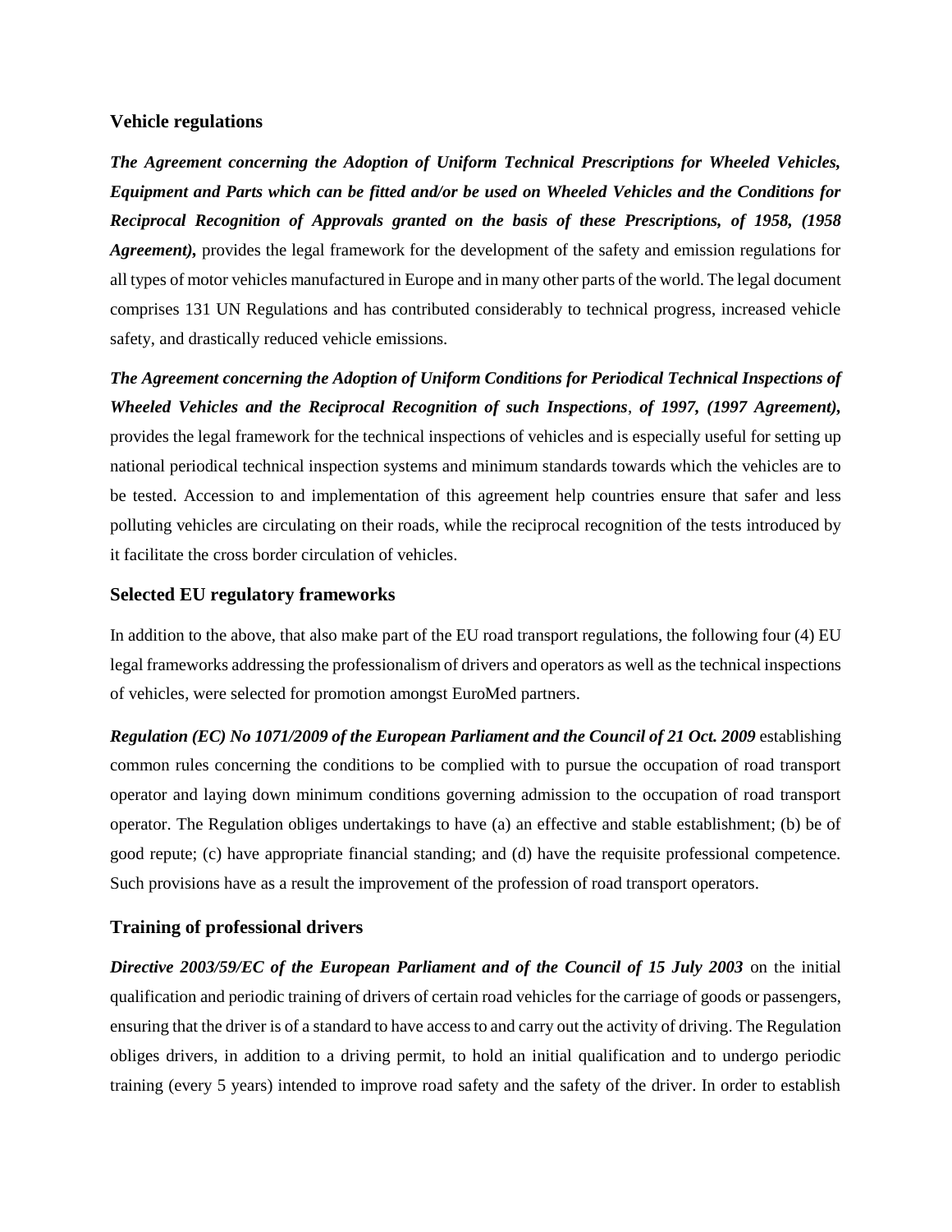### Vehicle regulations

***The Agreement concerning the Adoption of Uniform Technical Prescriptions for Wheeled Vehicles, Equipment and Parts which can be fitted and/or be used on Wheeled Vehicles and the Conditions for Reciprocal Recognition of Approvals granted on the basis of these Prescriptions, of 1958, (1958 Agreement),*** provides the legal framework for the development of the safety and emission regulations for all types of motor vehicles manufactured in Europe and in many other parts of the world. The legal document comprises 131 UN Regulations and has contributed considerably to technical progress, increased vehicle safety, and drastically reduced vehicle emissions.

***The Agreement concerning the Adoption of Uniform Conditions for Periodical Technical Inspections of Wheeled Vehicles and the Reciprocal Recognition of such Inspections, of 1997, (1997 Agreement),*** provides the legal framework for the technical inspections of vehicles and is especially useful for setting up national periodical technical inspection systems and minimum standards towards which the vehicles are to be tested. Accession to and implementation of this agreement help countries ensure that safer and less polluting vehicles are circulating on their roads, while the reciprocal recognition of the tests introduced by it facilitate the cross border circulation of vehicles.

### Selected EU regulatory frameworks

In addition to the above, that also make part of the EU road transport regulations, the following four (4) EU legal frameworks addressing the professionalism of drivers and operators as well as the technical inspections of vehicles, were selected for promotion amongst EuroMed partners.

***Regulation (EC) No 1071/2009 of the European Parliament and the Council of 21 Oct. 2009*** establishing common rules concerning the conditions to be complied with to pursue the occupation of road transport operator and laying down minimum conditions governing admission to the occupation of road transport operator. The Regulation obliges undertakings to have (a) an effective and stable establishment; (b) be of good repute; (c) have appropriate financial standing; and (d) have the requisite professional competence. Such provisions have as a result the improvement of the profession of road transport operators.

### Training of professional drivers

***Directive 2003/59/EC of the European Parliament and of the Council of 15 July 2003*** on the initial qualification and periodic training of drivers of certain road vehicles for the carriage of goods or passengers, ensuring that the driver is of a standard to have access to and carry out the activity of driving. The Regulation obliges drivers, in addition to a driving permit, to hold an initial qualification and to undergo periodic training (every 5 years) intended to improve road safety and the safety of the driver. In order to establish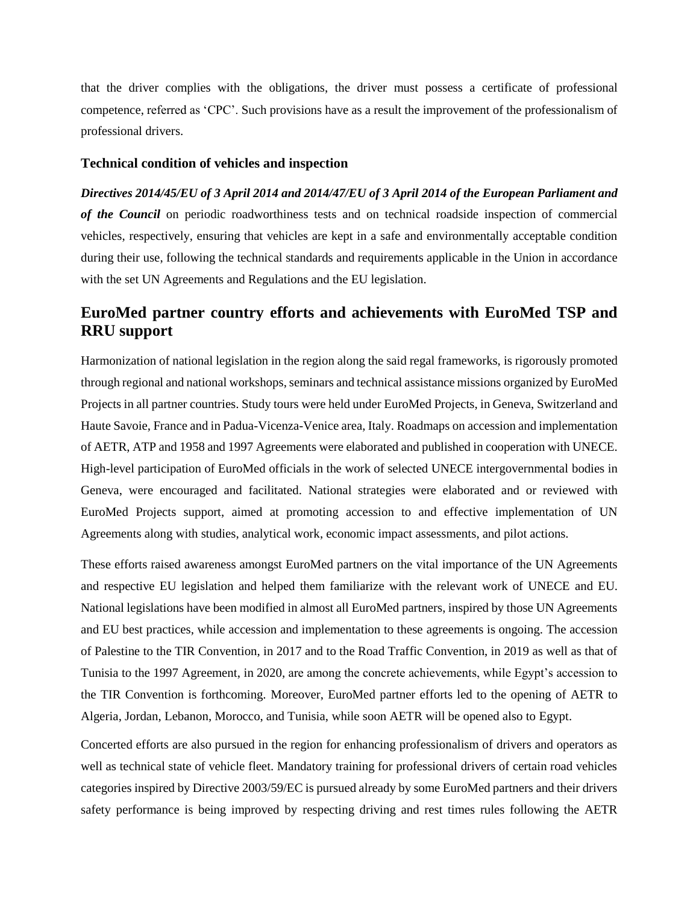that the driver complies with the obligations, the driver must possess a certificate of professional competence, referred as 'CPC'. Such provisions have as a result the improvement of the professionalism of professional drivers.

### Technical condition of vehicles and inspection

***Directives 2014/45/EU of 3 April 2014 and 2014/47/EU of 3 April 2014 of the European Parliament and of the Council*** on periodic roadworthiness tests and on technical roadside inspection of commercial vehicles, respectively, ensuring that vehicles are kept in a safe and environmentally acceptable condition during their use, following the technical standards and requirements applicable in the Union in accordance with the set UN Agreements and Regulations and the EU legislation.

## EuroMed partner country efforts and achievements with EuroMed TSP and RRU support

Harmonization of national legislation in the region along the said regal frameworks, is rigorously promoted through regional and national workshops, seminars and technical assistance missions organized by EuroMed Projects in all partner countries. Study tours were held under EuroMed Projects, in Geneva, Switzerland and Haute Savoie, France and in Padua-Vicenza-Venice area, Italy. Roadmaps on accession and implementation of AETR, ATP and 1958 and 1997 Agreements were elaborated and published in cooperation with UNECE. High-level participation of EuroMed officials in the work of selected UNECE intergovernmental bodies in Geneva, were encouraged and facilitated. National strategies were elaborated and or reviewed with EuroMed Projects support, aimed at promoting accession to and effective implementation of UN Agreements along with studies, analytical work, economic impact assessments, and pilot actions.

These efforts raised awareness amongst EuroMed partners on the vital importance of the UN Agreements and respective EU legislation and helped them familiarize with the relevant work of UNECE and EU. National legislations have been modified in almost all EuroMed partners, inspired by those UN Agreements and EU best practices, while accession and implementation to these agreements is ongoing. The accession of Palestine to the TIR Convention, in 2017 and to the Road Traffic Convention, in 2019 as well as that of Tunisia to the 1997 Agreement, in 2020, are among the concrete achievements, while Egypt's accession to the TIR Convention is forthcoming. Moreover, EuroMed partner efforts led to the opening of AETR to Algeria, Jordan, Lebanon, Morocco, and Tunisia, while soon AETR will be opened also to Egypt.

Concerted efforts are also pursued in the region for enhancing professionalism of drivers and operators as well as technical state of vehicle fleet. Mandatory training for professional drivers of certain road vehicles categories inspired by Directive 2003/59/EC is pursued already by some EuroMed partners and their drivers safety performance is being improved by respecting driving and rest times rules following the AETR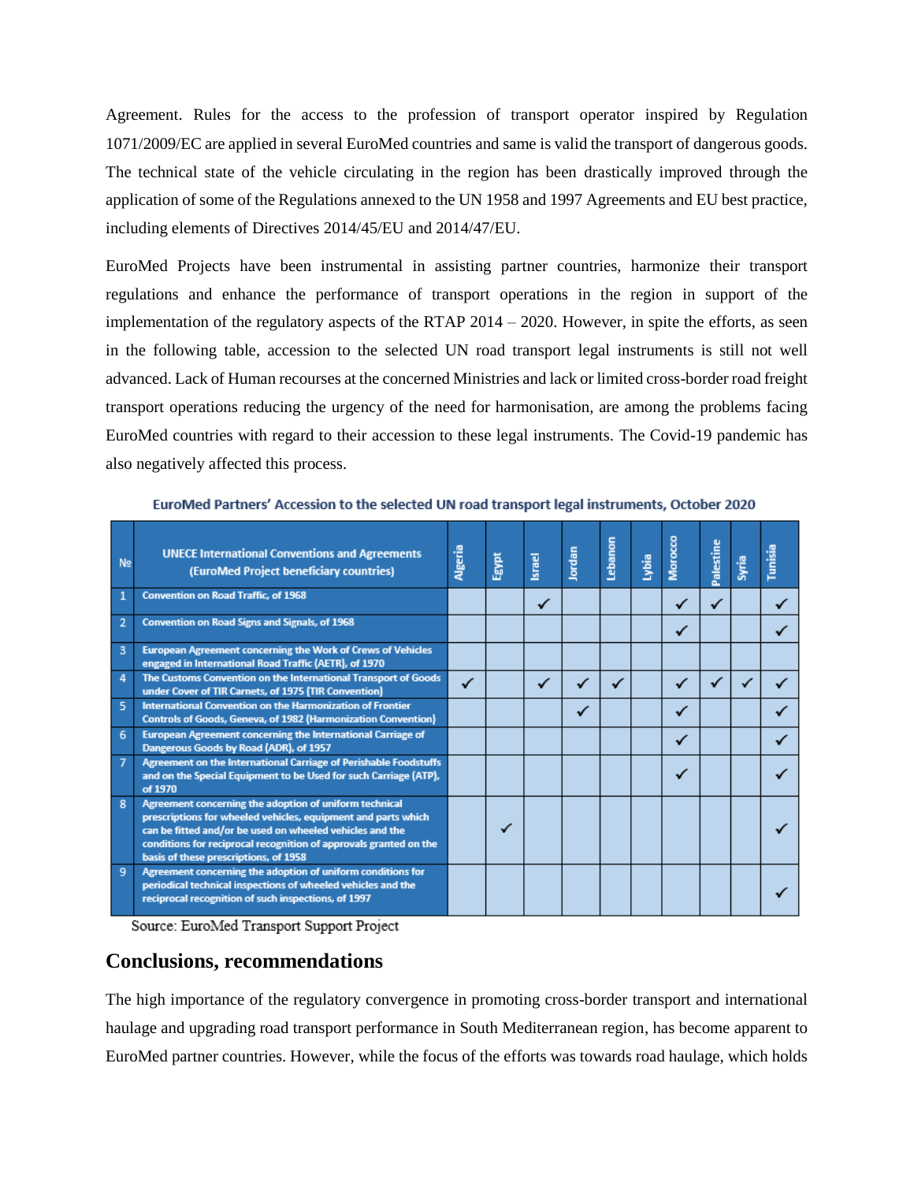Agreement. Rules for the access to the profession of transport operator inspired by Regulation 1071/2009/EC are applied in several EuroMed countries and same is valid the transport of dangerous goods. The technical state of the vehicle circulating in the region has been drastically improved through the application of some of the Regulations annexed to the UN 1958 and 1997 Agreements and EU best practice, including elements of Directives 2014/45/EU and 2014/47/EU.

EuroMed Projects have been instrumental in assisting partner countries, harmonize their transport regulations and enhance the performance of transport operations in the region in support of the implementation of the regulatory aspects of the RTAP 2014 – 2020. However, in spite the efforts, as seen in the following table, accession to the selected UN road transport legal instruments is still not well advanced. Lack of Human recourses at the concerned Ministries and lack or limited cross-border road freight transport operations reducing the urgency of the need for harmonisation, are among the problems facing EuroMed countries with regard to their accession to these legal instruments. The Covid-19 pandemic has also negatively affected this process.

**EuroMed Partners' Accession to the selected UN road transport legal instruments, October 2020**

| № | UNECE International Conventions and Agreements (EuroMed Project beneficiary countries) | Algeria | Egypt | Israel | Jordan | Lebanon | Lybia | Morocco | Palestine | Syria | Tunisia |
|---|---|---|---|---|---|---|---|---|---|---|---|
| 1 | Convention on Road Traffic, of 1968 | | | ✓ | | | | ✓ | ✓ | | ✓ |
| 2 | Convention on Road Signs and Signals, of 1968 | | | | | | | ✓ | | | ✓ |
| 3 | European Agreement concerning the Work of Crews of Vehicles engaged in International Road Traffic (AETR), of 1970 | | | | | | | | | | |
| 4 | The Customs Convention on the International Transport of Goods under Cover of TIR Carnets, of 1975 (TIR Convention) | ✓ | | ✓ | ✓ | ✓ | | ✓ | ✓ | ✓ | ✓ |
| 5 | International Convention on the Harmonization of Frontier Controls of Goods, Geneva, of 1982 (Harmonization Convention) | | | | ✓ | | | ✓ | | | ✓ |
| 6 | European Agreement concerning the International Carriage of Dangerous Goods by Road (ADR), of 1957 | | | | | | | ✓ | | | ✓ |
| 7 | Agreement on the International Carriage of Perishable Foodstuffs and on the Special Equipment to be Used for such Carriage (ATP), of 1970 | | | | | | | ✓ | | | ✓ |
| 8 | Agreement concerning the adoption of uniform technical prescriptions for wheeled vehicles, equipment and parts which can be fitted and/or be used on wheeled vehicles and the conditions for reciprocal recognition of approvals granted on the basis of these prescriptions, of 1958 | | ✓ | | | | | | | | ✓ |
| 9 | Agreement concerning the adoption of uniform conditions for periodical technical inspections of wheeled vehicles and the reciprocal recognition of such inspections, of 1997 | | | | | | | | | | ✓ |

Source: EuroMed Transport Support Project

## Conclusions, recommendations

The high importance of the regulatory convergence in promoting cross-border transport and international haulage and upgrading road transport performance in South Mediterranean region, has become apparent to EuroMed partner countries. However, while the focus of the efforts was towards road haulage, which holds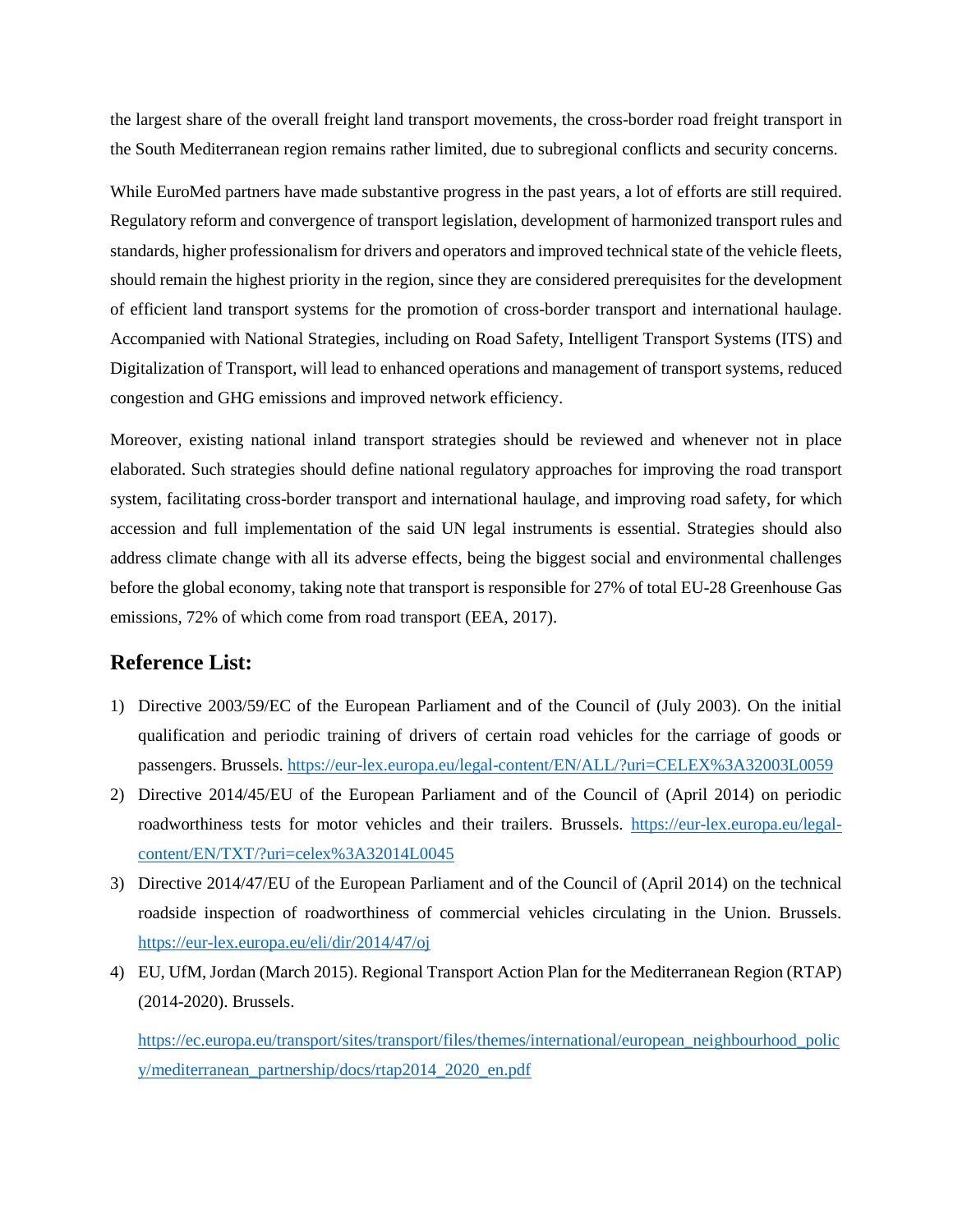the largest share of the overall freight land transport movements, the cross-border road freight transport in the South Mediterranean region remains rather limited, due to subregional conflicts and security concerns.

While EuroMed partners have made substantive progress in the past years, a lot of efforts are still required. Regulatory reform and convergence of transport legislation, development of harmonized transport rules and standards, higher professionalism for drivers and operators and improved technical state of the vehicle fleets, should remain the highest priority in the region, since they are considered prerequisites for the development of efficient land transport systems for the promotion of cross-border transport and international haulage. Accompanied with National Strategies, including on Road Safety, Intelligent Transport Systems (ITS) and Digitalization of Transport, will lead to enhanced operations and management of transport systems, reduced congestion and GHG emissions and improved network efficiency.

Moreover, existing national inland transport strategies should be reviewed and whenever not in place elaborated. Such strategies should define national regulatory approaches for improving the road transport system, facilitating cross-border transport and international haulage, and improving road safety, for which accession and full implementation of the said UN legal instruments is essential. Strategies should also address climate change with all its adverse effects, being the biggest social and environmental challenges before the global economy, taking note that transport is responsible for 27% of total EU-28 Greenhouse Gas emissions, 72% of which come from road transport (EEA, 2017).

## Reference List:

1) Directive 2003/59/EC of the European Parliament and of the Council of (July 2003). On the initial qualification and periodic training of drivers of certain road vehicles for the carriage of goods or passengers. Brussels. https://eur-lex.europa.eu/legal-content/EN/ALL/?uri=CELEX%3A32003L0059
2) Directive 2014/45/EU of the European Parliament and of the Council of (April 2014) on periodic roadworthiness tests for motor vehicles and their trailers. Brussels. https://eur-lex.europa.eu/legal-content/EN/TXT/?uri=celex%3A32014L0045
3) Directive 2014/47/EU of the European Parliament and of the Council of (April 2014) on the technical roadside inspection of roadworthiness of commercial vehicles circulating in the Union. Brussels. https://eur-lex.europa.eu/eli/dir/2014/47/oj
4) EU, UfM, Jordan (March 2015). Regional Transport Action Plan for the Mediterranean Region (RTAP) (2014-2020). Brussels.

   https://ec.europa.eu/transport/sites/transport/files/themes/international/european_neighbourhood_policy/mediterranean_partnership/docs/rtap2014_2020_en.pdf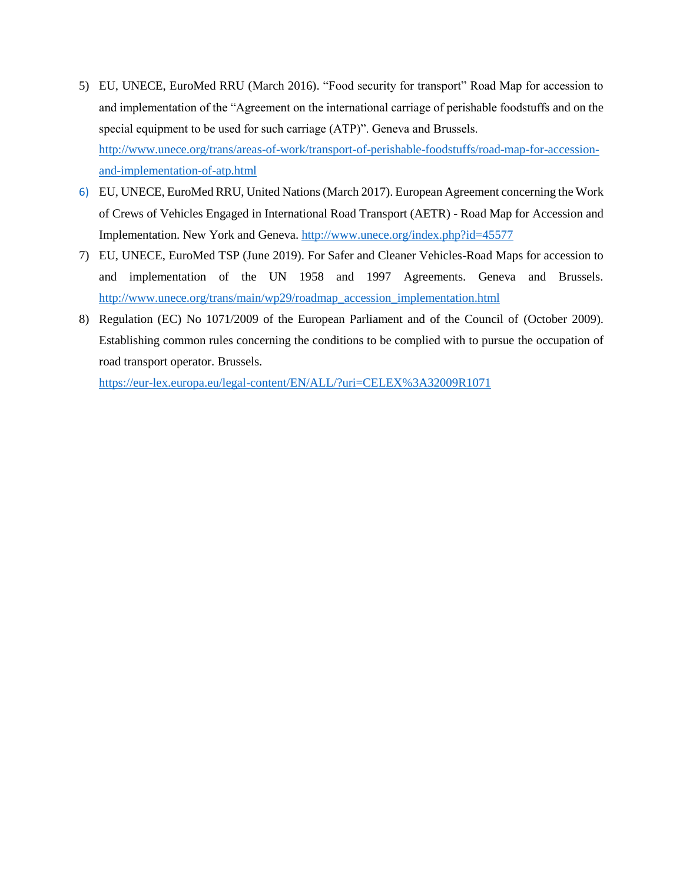5) EU, UNECE, EuroMed RRU (March 2016). "Food security for transport" Road Map for accession to and implementation of the "Agreement on the international carriage of perishable foodstuffs and on the special equipment to be used for such carriage (ATP)". Geneva and Brussels. http://www.unece.org/trans/areas-of-work/transport-of-perishable-foodstuffs/road-map-for-accession-and-implementation-of-atp.html
6) EU, UNECE, EuroMed RRU, United Nations (March 2017). European Agreement concerning the Work of Crews of Vehicles Engaged in International Road Transport (AETR) - Road Map for Accession and Implementation. New York and Geneva. http://www.unece.org/index.php?id=45577
7) EU, UNECE, EuroMed TSP (June 2019). For Safer and Cleaner Vehicles-Road Maps for accession to and implementation of the UN 1958 and 1997 Agreements. Geneva and Brussels. http://www.unece.org/trans/main/wp29/roadmap_accession_implementation.html
8) Regulation (EC) No 1071/2009 of the European Parliament and of the Council of (October 2009). Establishing common rules concerning the conditions to be complied with to pursue the occupation of road transport operator. Brussels. https://eur-lex.europa.eu/legal-content/EN/ALL/?uri=CELEX%3A32009R1071